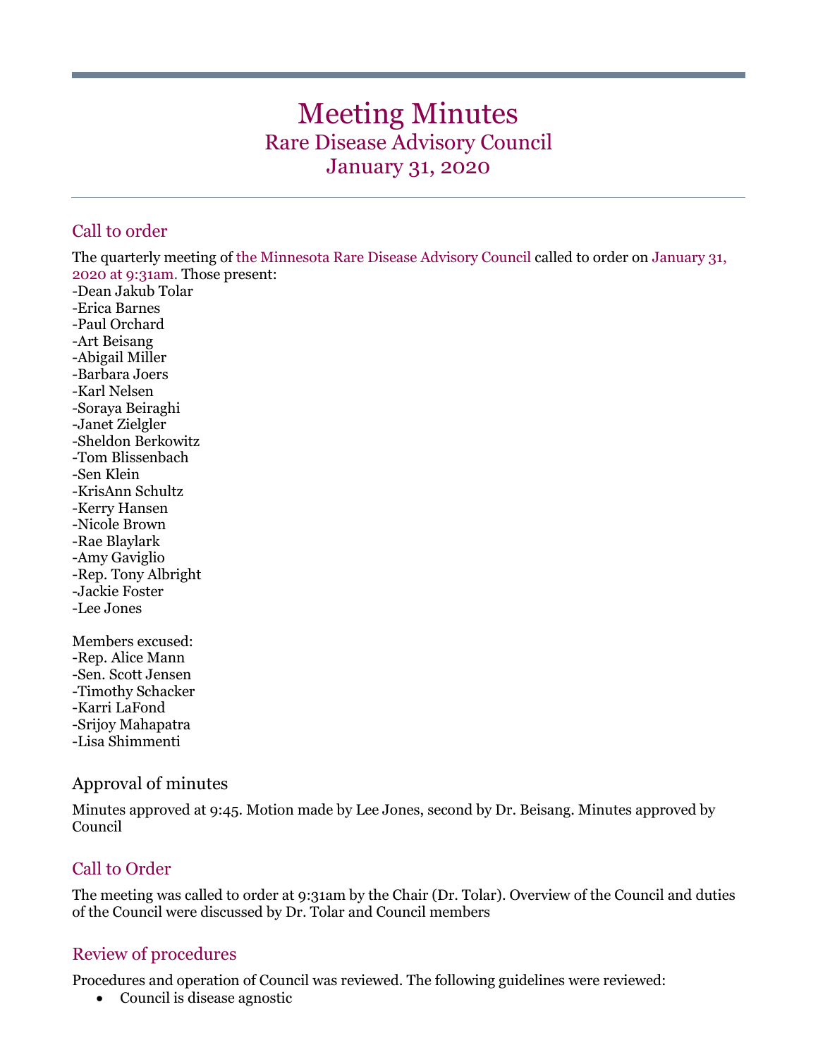# Meeting Minutes

## Rare Disease Advisory Council

## January 31, 2020

### Call to order

The quarterly meeting of the Minnesota Rare Disease Advisory Council called to order on January 31, 2020 at 9:31am. Those present:

- -Dean Jakub Tolar
- -Erica Barnes
- -Paul Orchard
- -Art Beisang
- -Abigail Miller
- -Barbara Joers
- -Karl Nelsen
- -Soraya Beiraghi
- -Janet Zielgler
- -Sheldon Berkowitz
- -Tom Blissenbach
- -Sen Klein
- -KrisAnn Schultz
- -Kerry Hansen
- -Nicole Brown
- -Rae Blaylark
- -Amy Gaviglio
- -Rep. Tony Albright
- -Jackie Foster
- -Lee Jones

Members excused:

- -Rep. Alice Mann
- -Sen. Scott Jensen
- -Timothy Schacker
- -Karri LaFond
- -Srijoy Mahapatra
- -Lisa Shimmenti

### Approval of minutes

Minutes approved at 9:45. Motion made by Lee Jones, second by Dr. Beisang. Minutes approved by Council

### Call to Order

The meeting was called to order at 9:31am by the Chair (Dr. Tolar). Overview of the Council and duties of the Council were discussed by Dr. Tolar and Council members

### Review of procedures

Procedures and operation of Council was reviewed. The following guidelines were reviewed:

- Council is disease agnostic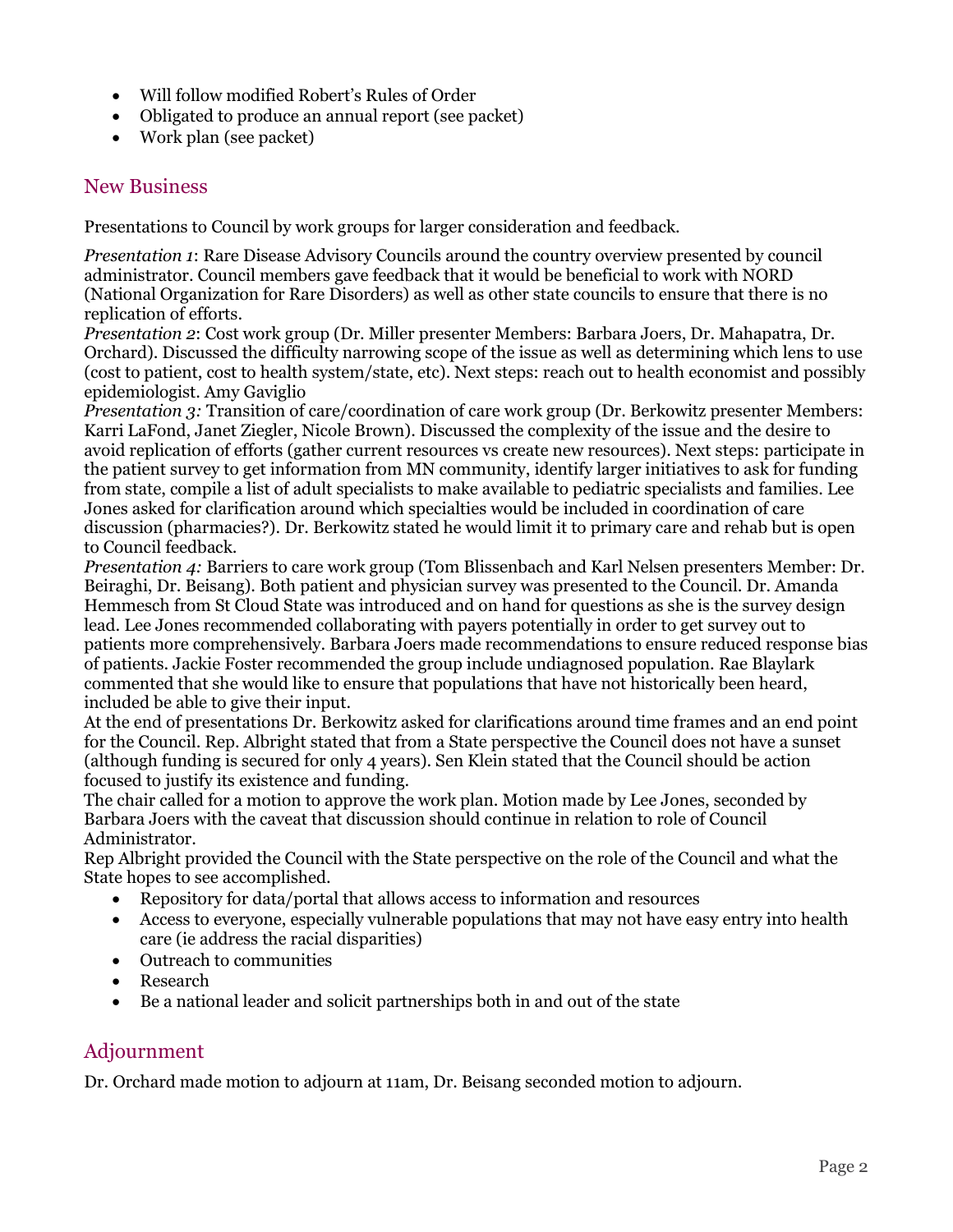- Will follow modified Robert's Rules of Order
- Obligated to produce an annual report (see packet)
- Work plan (see packet)

## New Business

Presentations to Council by work groups for larger consideration and feedback.

*Presentation 1*: Rare Disease Advisory Councils around the country overview presented by council administrator. Council members gave feedback that it would be beneficial to work with NORD (National Organization for Rare Disorders) as well as other state councils to ensure that there is no replication of efforts.
*Presentation 2*: Cost work group (Dr. Miller presenter Members: Barbara Joers, Dr. Mahapatra, Dr. Orchard). Discussed the difficulty narrowing scope of the issue as well as determining which lens to use (cost to patient, cost to health system/state, etc). Next steps: reach out to health economist and possibly epidemiologist. Amy Gaviglio
*Presentation 3:* Transition of care/coordination of care work group (Dr. Berkowitz presenter Members: Karri LaFond, Janet Ziegler, Nicole Brown). Discussed the complexity of the issue and the desire to avoid replication of efforts (gather current resources vs create new resources). Next steps: participate in the patient survey to get information from MN community, identify larger initiatives to ask for funding from state, compile a list of adult specialists to make available to pediatric specialists and families. Lee Jones asked for clarification around which specialties would be included in coordination of care discussion (pharmacies?). Dr. Berkowitz stated he would limit it to primary care and rehab but is open to Council feedback.
*Presentation 4:* Barriers to care work group (Tom Blissenbach and Karl Nelsen presenters Member: Dr. Beiraghi, Dr. Beisang). Both patient and physician survey was presented to the Council. Dr. Amanda Hemmesch from St Cloud State was introduced and on hand for questions as she is the survey design lead. Lee Jones recommended collaborating with payers potentially in order to get survey out to patients more comprehensively. Barbara Joers made recommendations to ensure reduced response bias of patients. Jackie Foster recommended the group include undiagnosed population. Rae Blaylark commented that she would like to ensure that populations that have not historically been heard, included be able to give their input.
At the end of presentations Dr. Berkowitz asked for clarifications around time frames and an end point for the Council. Rep. Albright stated that from a State perspective the Council does not have a sunset (although funding is secured for only 4 years). Sen Klein stated that the Council should be action focused to justify its existence and funding.
The chair called for a motion to approve the work plan. Motion made by Lee Jones, seconded by Barbara Joers with the caveat that discussion should continue in relation to role of Council Administrator.
Rep Albright provided the Council with the State perspective on the role of the Council and what the State hopes to see accomplished.

- Repository for data/portal that allows access to information and resources
- Access to everyone, especially vulnerable populations that may not have easy entry into health care (ie address the racial disparities)
- Outreach to communities
- Research
- Be a national leader and solicit partnerships both in and out of the state

## Adjournment

Dr. Orchard made motion to adjourn at 11am, Dr. Beisang seconded motion to adjourn.